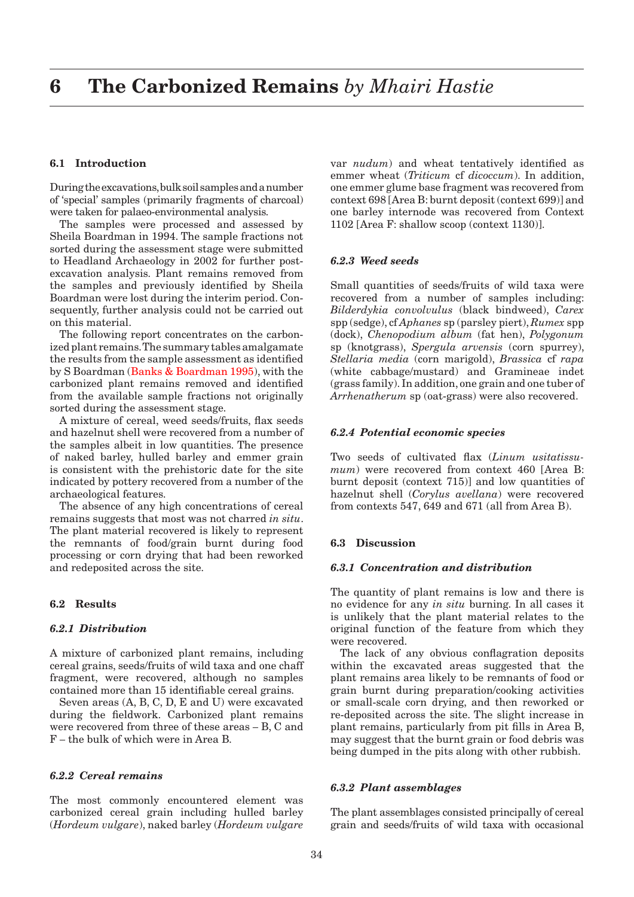# 6 The Carbonized Remains *by Mhairi Hastie*

## 6.1 Introduction

During the excavations, bulk soil samples and a number of 'special' samples (primarily fragments of charcoal) were taken for palaeo-environmental analysis.

The samples were processed and assessed by Sheila Boardman in 1994. The sample fractions not sorted during the assessment stage were submitted to Headland Archaeology in 2002 for further post-excavation analysis. Plant remains removed from the samples and previously identified by Sheila Boardman were lost during the interim period. Consequently, further analysis could not be carried out on this material.

The following report concentrates on the carbonized plant remains. The summary tables amalgamate the results from the sample assessment as identified by S Boardman (Banks & Boardman 1995), with the carbonized plant remains removed and identified from the available sample fractions not originally sorted during the assessment stage.

A mixture of cereal, weed seeds/fruits, flax seeds and hazelnut shell were recovered from a number of the samples albeit in low quantities. The presence of naked barley, hulled barley and emmer grain is consistent with the prehistoric date for the site indicated by pottery recovered from a number of the archaeological features.

The absence of any high concentrations of cereal remains suggests that most was not charred *in situ*. The plant material recovered is likely to represent the remnants of food/grain burnt during food processing or corn drying that had been reworked and redeposited across the site.

## 6.2 Results

### *6.2.1 Distribution*

A mixture of carbonized plant remains, including cereal grains, seeds/fruits of wild taxa and one chaff fragment, were recovered, although no samples contained more than 15 identifiable cereal grains.

Seven areas (A, B, C, D, E and U) were excavated during the fieldwork. Carbonized plant remains were recovered from three of these areas – B, C and F – the bulk of which were in Area B.

### *6.2.2 Cereal remains*

The most commonly encountered element was carbonized cereal grain including hulled barley (*Hordeum vulgare*), naked barley (*Hordeum vulgare* var *nudum*) and wheat tentatively identified as emmer wheat (*Triticum* cf *dicoccum*). In addition, one emmer glume base fragment was recovered from context 698 [Area B: burnt deposit (context 699)] and one barley internode was recovered from Context 1102 [Area F: shallow scoop (context 1130)].

### *6.2.3 Weed seeds*

Small quantities of seeds/fruits of wild taxa were recovered from a number of samples including: *Bilderdykia convolvulus* (black bindweed), *Carex* spp (sedge), cf *Aphanes* sp (parsley piert), *Rumex* spp (dock), *Chenopodium album* (fat hen), *Polygonum* sp (knotgrass), *Spergula arvensis* (corn spurrey), *Stellaria media* (corn marigold), *Brassica* cf *rapa* (white cabbage/mustard) and Gramineae indet (grass family). In addition, one grain and one tuber of *Arrhenatherum* sp (oat-grass) were also recovered.

### *6.2.4 Potential economic species*

Two seeds of cultivated flax (*Linum usitatissumum*) were recovered from context 460 [Area B: burnt deposit (context 715)] and low quantities of hazelnut shell (*Corylus avellana*) were recovered from contexts 547, 649 and 671 (all from Area B).

## 6.3 Discussion

### *6.3.1 Concentration and distribution*

The quantity of plant remains is low and there is no evidence for any *in situ* burning. In all cases it is unlikely that the plant material relates to the original function of the feature from which they were recovered.

The lack of any obvious conflagration deposits within the excavated areas suggested that the plant remains area likely to be remnants of food or grain burnt during preparation/cooking activities or small-scale corn drying, and then reworked or re-deposited across the site. The slight increase in plant remains, particularly from pit fills in Area B, may suggest that the burnt grain or food debris was being dumped in the pits along with other rubbish.

### *6.3.2 Plant assemblages*

The plant assemblages consisted principally of cereal grain and seeds/fruits of wild taxa with occasional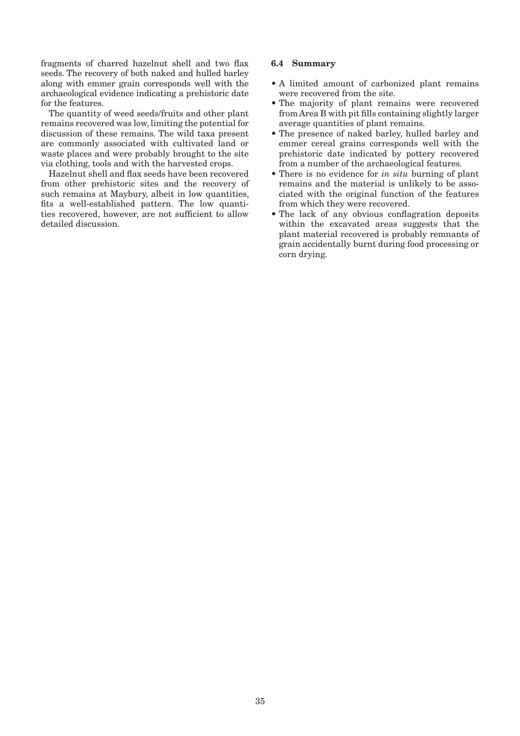fragments of charred hazelnut shell and two flax seeds. The recovery of both naked and hulled barley along with emmer grain corresponds well with the archaeological evidence indicating a prehistoric date for the features.

The quantity of weed seeds/fruits and other plant remains recovered was low, limiting the potential for discussion of these remains. The wild taxa present are commonly associated with cultivated land or waste places and were probably brought to the site via clothing, tools and with the harvested crops.

Hazelnut shell and flax seeds have been recovered from other prehistoric sites and the recovery of such remains at Maybury, albeit in low quantities, fits a well-established pattern. The low quantities recovered, however, are not sufficient to allow detailed discussion.

### 6.4 Summary

- A limited amount of carbonized plant remains were recovered from the site.
- The majority of plant remains were recovered from Area B with pit fills containing slightly larger average quantities of plant remains.
- The presence of naked barley, hulled barley and emmer cereal grains corresponds well with the prehistoric date indicated by pottery recovered from a number of the archaeological features.
- There is no evidence for *in situ* burning of plant remains and the material is unlikely to be associated with the original function of the features from which they were recovered.
- The lack of any obvious conflagration deposits within the excavated areas suggests that the plant material recovered is probably remnants of grain accidentally burnt during food processing or corn drying.